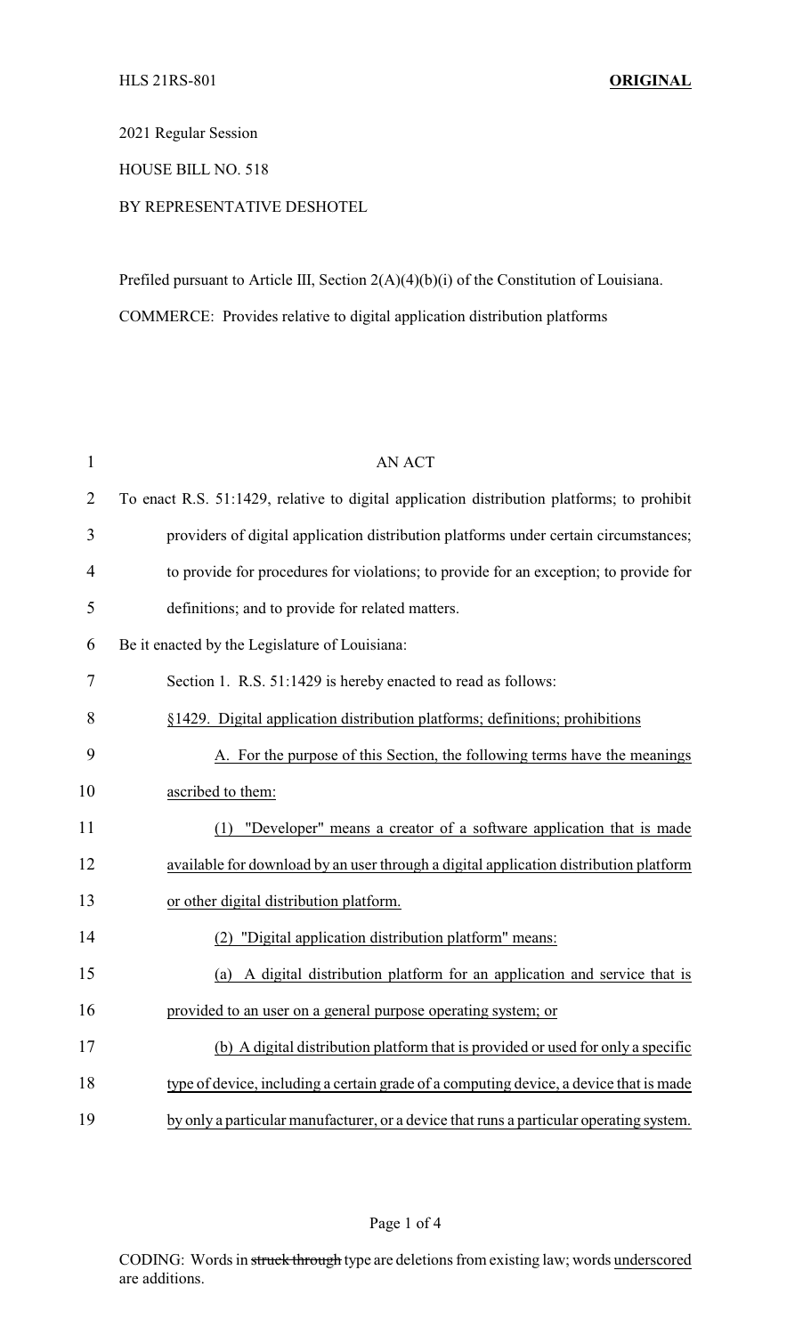HLS 21RS-801 **ORIGINAL**

2021 Regular Session

HOUSE BILL NO. 518

BY REPRESENTATIVE DESHOTEL

Prefiled pursuant to Article III, Section 2(A)(4)(b)(i) of the Constitution of Louisiana.

COMMERCE: Provides relative to digital application distribution platforms

AN ACT

To enact R.S. 51:1429, relative to digital application distribution platforms; to prohibit providers of digital application distribution platforms under certain circumstances; to provide for procedures for violations; to provide for an exception; to provide for definitions; and to provide for related matters.

Be it enacted by the Legislature of Louisiana:

Section 1. R.S. 51:1429 is hereby enacted to read as follows:

§1429. Digital application distribution platforms; definitions; prohibitions

A. For the purpose of this Section, the following terms have the meanings ascribed to them:

(1) "Developer" means a creator of a software application that is made available for download by an user through a digital application distribution platform or other digital distribution platform.

(2) "Digital application distribution platform" means:

(a) A digital distribution platform for an application and service that is provided to an user on a general purpose operating system; or

(b) A digital distribution platform that is provided or used for only a specific type of device, including a certain grade of a computing device, a device that is made by only a particular manufacturer, or a device that runs a particular operating system.

CODING: Words in ~~struck through~~ type are deletions from existing law; words underscored are additions.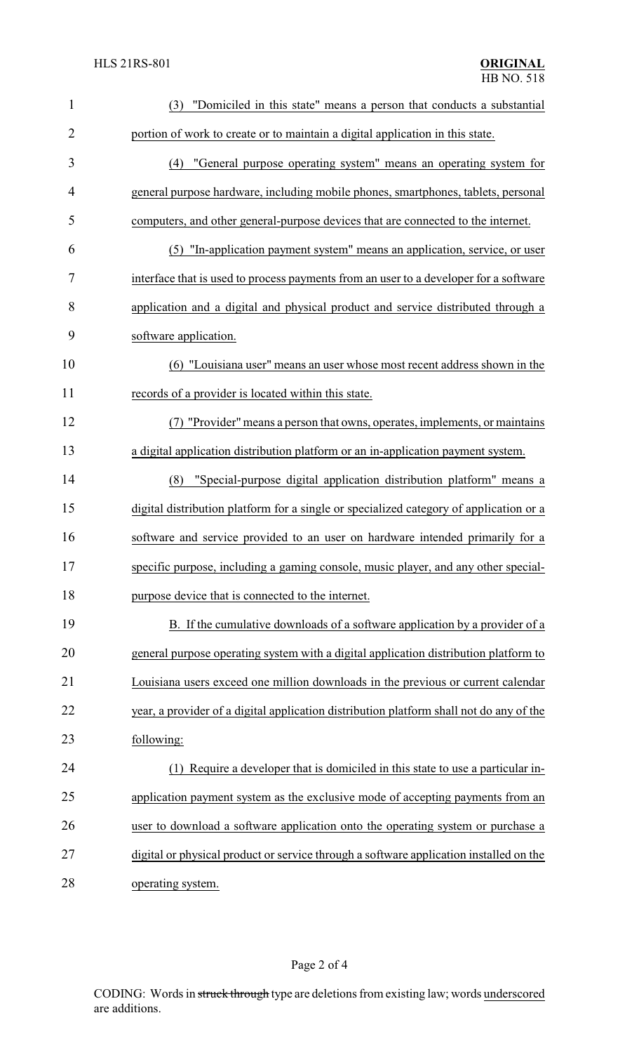(3) "Domiciled in this state" means a person that conducts a substantial portion of work to create or to maintain a digital application in this state.

(4) "General purpose operating system" means an operating system for general purpose hardware, including mobile phones, smartphones, tablets, personal computers, and other general-purpose devices that are connected to the internet.

(5) "In-application payment system" means an application, service, or user interface that is used to process payments from an user to a developer for a software application and a digital and physical product and service distributed through a software application.

(6) "Louisiana user" means an user whose most recent address shown in the records of a provider is located within this state.

(7) "Provider" means a person that owns, operates, implements, or maintains a digital application distribution platform or an in-application payment system.

(8) "Special-purpose digital application distribution platform" means a digital distribution platform for a single or specialized category of application or a software and service provided to an user on hardware intended primarily for a specific purpose, including a gaming console, music player, and any other special-purpose device that is connected to the internet.

B. If the cumulative downloads of a software application by a provider of a general purpose operating system with a digital application distribution platform to Louisiana users exceed one million downloads in the previous or current calendar year, a provider of a digital application distribution platform shall not do any of the following:

(1) Require a developer that is domiciled in this state to use a particular in-application payment system as the exclusive mode of accepting payments from an user to download a software application onto the operating system or purchase a digital or physical product or service through a software application installed on the operating system.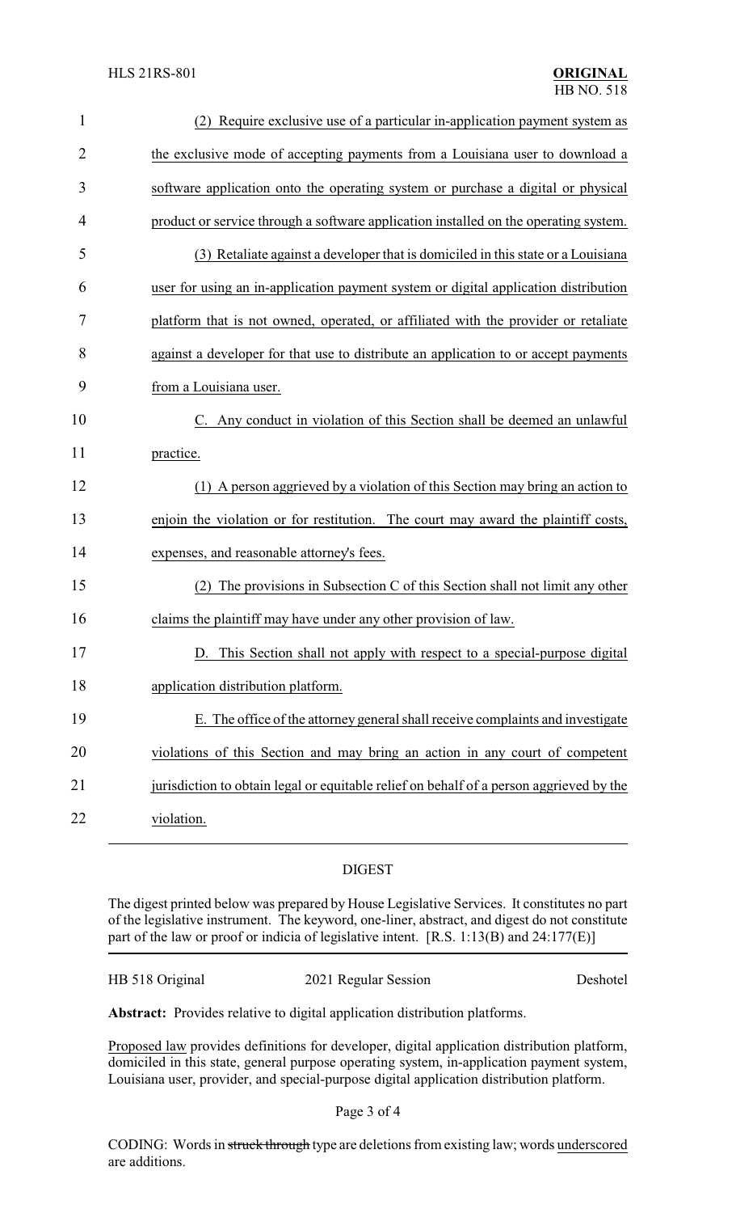(2) Require exclusive use of a particular in-application payment system as the exclusive mode of accepting payments from a Louisiana user to download a software application onto the operating system or purchase a digital or physical product or service through a software application installed on the operating system.

(3) Retaliate against a developer that is domiciled in this state or a Louisiana user for using an in-application payment system or digital application distribution platform that is not owned, operated, or affiliated with the provider or retaliate against a developer for that use to distribute an application to or accept payments from a Louisiana user.

C. Any conduct in violation of this Section shall be deemed an unlawful practice.

(1) A person aggrieved by a violation of this Section may bring an action to enjoin the violation or for restitution. The court may award the plaintiff costs, expenses, and reasonable attorney's fees.

(2) The provisions in Subsection C of this Section shall not limit any other claims the plaintiff may have under any other provision of law.

D. This Section shall not apply with respect to a special-purpose digital application distribution platform.

E. The office of the attorney general shall receive complaints and investigate violations of this Section and may bring an action in any court of competent jurisdiction to obtain legal or equitable relief on behalf of a person aggrieved by the violation.

## DIGEST

The digest printed below was prepared by House Legislative Services. It constitutes no part of the legislative instrument. The keyword, one-liner, abstract, and digest do not constitute part of the law or proof or indicia of legislative intent. [R.S. 1:13(B) and 24:177(E)]

HB 518 Original — 2021 Regular Session — Deshotel

**Abstract:** Provides relative to digital application distribution platforms.

Proposed law provides definitions for developer, digital application distribution platform, domiciled in this state, general purpose operating system, in-application payment system, Louisiana user, provider, and special-purpose digital application distribution platform.

CODING: Words in ~~struck through~~ type are deletions from existing law; words underscored are additions.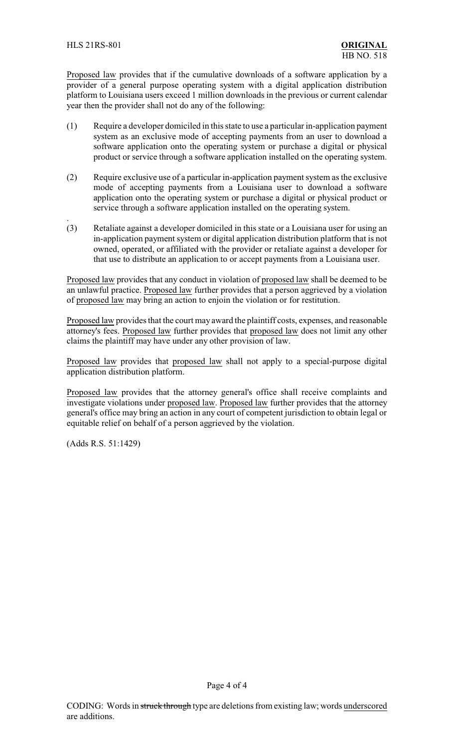Proposed law provides that if the cumulative downloads of a software application by a provider of a general purpose operating system with a digital application distribution platform to Louisiana users exceed 1 million downloads in the previous or current calendar year then the provider shall not do any of the following:

(1) Require a developer domiciled in this state to use a particular in-application payment system as an exclusive mode of accepting payments from an user to download a software application onto the operating system or purchase a digital or physical product or service through a software application installed on the operating system.

(2) Require exclusive use of a particular in-application payment system as the exclusive mode of accepting payments from a Louisiana user to download a software application onto the operating system or purchase a digital or physical product or service through a software application installed on the operating system.

(3) Retaliate against a developer domiciled in this state or a Louisiana user for using an in-application payment system or digital application distribution platform that is not owned, operated, or affiliated with the provider or retaliate against a developer for that use to distribute an application to or accept payments from a Louisiana user.

Proposed law provides that any conduct in violation of proposed law shall be deemed to be an unlawful practice. Proposed law further provides that a person aggrieved by a violation of proposed law may bring an action to enjoin the violation or for restitution.

Proposed law provides that the court may award the plaintiff costs, expenses, and reasonable attorney's fees. Proposed law further provides that proposed law does not limit any other claims the plaintiff may have under any other provision of law.

Proposed law provides that proposed law shall not apply to a special-purpose digital application distribution platform.

Proposed law provides that the attorney general's office shall receive complaints and investigate violations under proposed law. Proposed law further provides that the attorney general's office may bring an action in any court of competent jurisdiction to obtain legal or equitable relief on behalf of a person aggrieved by the violation.

(Adds R.S. 51:1429)

CODING: Words in ~~struck through~~ type are deletions from existing law; words underscored are additions.